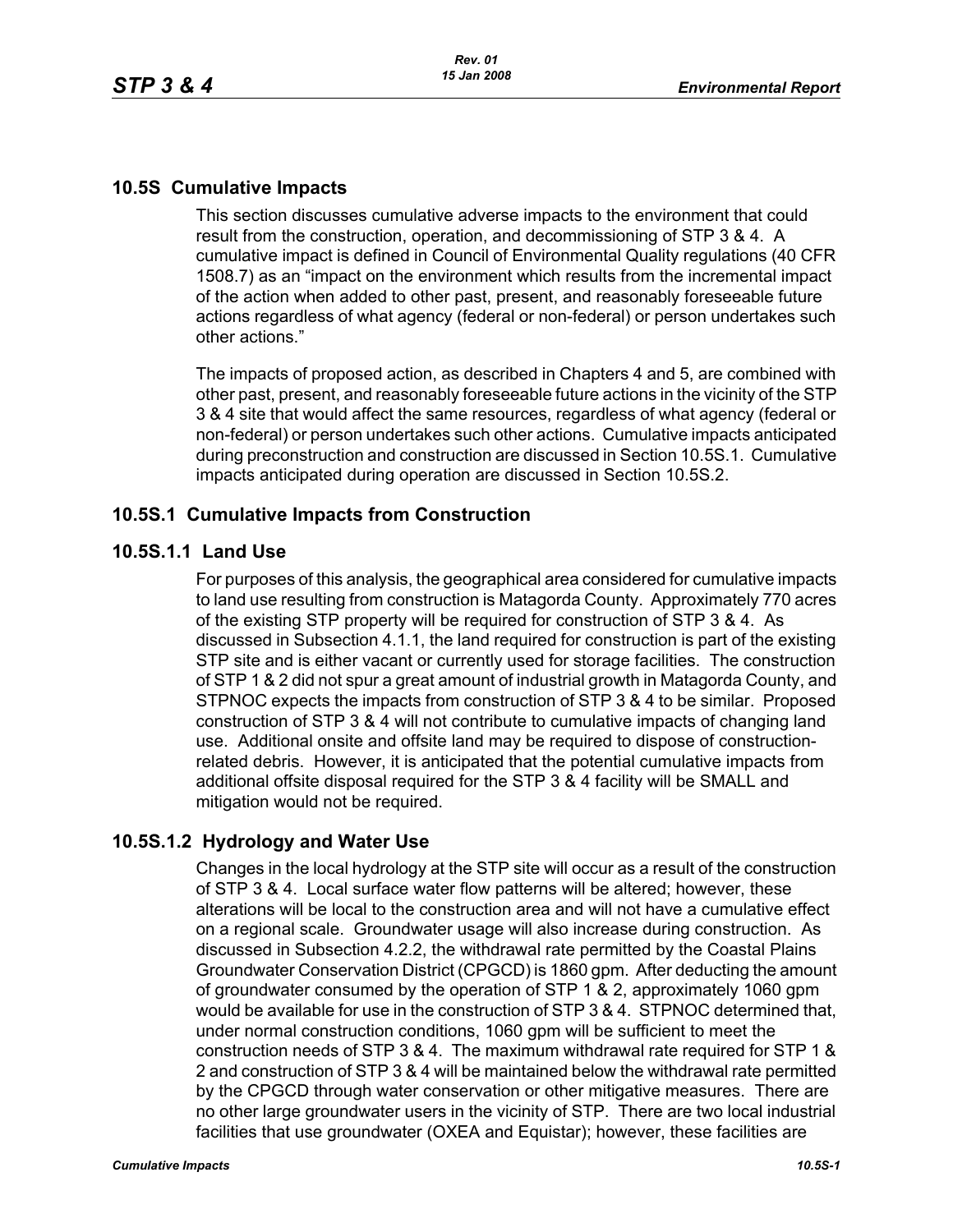## 10.5S Cumulative Impacts

This section discusses cumulative adverse impacts to the environment that could result from the construction, operation, and decommissioning of STP 3 & 4. A cumulative impact is defined in Council of Environmental Quality regulations (40 CFR 1508.7) as an "impact on the environment which results from the incremental impact of the action when added to other past, present, and reasonably foreseeable future actions regardless of what agency (federal or non-federal) or person undertakes such other actions."

The impacts of proposed action, as described in Chapters 4 and 5, are combined with other past, present, and reasonably foreseeable future actions in the vicinity of the STP 3 & 4 site that would affect the same resources, regardless of what agency (federal or non-federal) or person undertakes such other actions. Cumulative impacts anticipated during preconstruction and construction are discussed in Section 10.5S.1. Cumulative impacts anticipated during operation are discussed in Section 10.5S.2.

### 10.5S.1 Cumulative Impacts from Construction

#### 10.5S.1.1 Land Use

For purposes of this analysis, the geographical area considered for cumulative impacts to land use resulting from construction is Matagorda County. Approximately 770 acres of the existing STP property will be required for construction of STP 3 & 4. As discussed in Subsection 4.1.1, the land required for construction is part of the existing STP site and is either vacant or currently used for storage facilities. The construction of STP 1 & 2 did not spur a great amount of industrial growth in Matagorda County, and STPNOC expects the impacts from construction of STP 3 & 4 to be similar. Proposed construction of STP 3 & 4 will not contribute to cumulative impacts of changing land use. Additional onsite and offsite land may be required to dispose of construction-related debris. However, it is anticipated that the potential cumulative impacts from additional offsite disposal required for the STP 3 & 4 facility will be SMALL and mitigation would not be required.

#### 10.5S.1.2 Hydrology and Water Use

Changes in the local hydrology at the STP site will occur as a result of the construction of STP 3 & 4. Local surface water flow patterns will be altered; however, these alterations will be local to the construction area and will not have a cumulative effect on a regional scale. Groundwater usage will also increase during construction. As discussed in Subsection 4.2.2, the withdrawal rate permitted by the Coastal Plains Groundwater Conservation District (CPGCD) is 1860 gpm. After deducting the amount of groundwater consumed by the operation of STP 1 & 2, approximately 1060 gpm would be available for use in the construction of STP 3 & 4. STPNOC determined that, under normal construction conditions, 1060 gpm will be sufficient to meet the construction needs of STP 3 & 4. The maximum withdrawal rate required for STP 1 & 2 and construction of STP 3 & 4 will be maintained below the withdrawal rate permitted by the CPGCD through water conservation or other mitigative measures. There are no other large groundwater users in the vicinity of STP. There are two local industrial facilities that use groundwater (OXEA and Equistar); however, these facilities are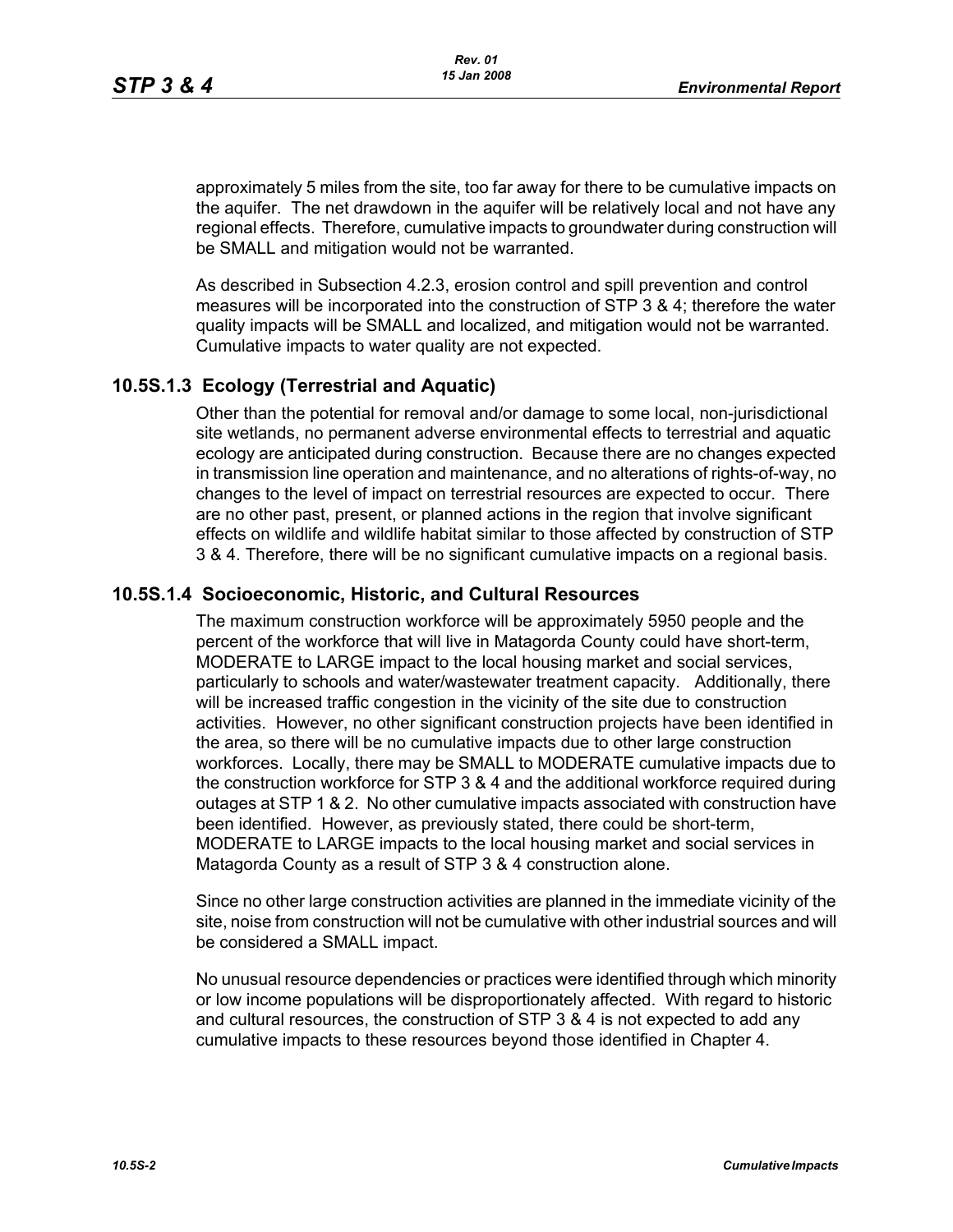approximately 5 miles from the site, too far away for there to be cumulative impacts on the aquifer. The net drawdown in the aquifer will be relatively local and not have any regional effects. Therefore, cumulative impacts to groundwater during construction will be SMALL and mitigation would not be warranted.

As described in Subsection 4.2.3, erosion control and spill prevention and control measures will be incorporated into the construction of STP 3 & 4; therefore the water quality impacts will be SMALL and localized, and mitigation would not be warranted. Cumulative impacts to water quality are not expected.

## 10.5S.1.3 Ecology (Terrestrial and Aquatic)

Other than the potential for removal and/or damage to some local, non-jurisdictional site wetlands, no permanent adverse environmental effects to terrestrial and aquatic ecology are anticipated during construction. Because there are no changes expected in transmission line operation and maintenance, and no alterations of rights-of-way, no changes to the level of impact on terrestrial resources are expected to occur. There are no other past, present, or planned actions in the region that involve significant effects on wildlife and wildlife habitat similar to those affected by construction of STP 3 & 4. Therefore, there will be no significant cumulative impacts on a regional basis.

## 10.5S.1.4 Socioeconomic, Historic, and Cultural Resources

The maximum construction workforce will be approximately 5950 people and the percent of the workforce that will live in Matagorda County could have short-term, MODERATE to LARGE impact to the local housing market and social services, particularly to schools and water/wastewater treatment capacity. Additionally, there will be increased traffic congestion in the vicinity of the site due to construction activities. However, no other significant construction projects have been identified in the area, so there will be no cumulative impacts due to other large construction workforces. Locally, there may be SMALL to MODERATE cumulative impacts due to the construction workforce for STP 3 & 4 and the additional workforce required during outages at STP 1 & 2. No other cumulative impacts associated with construction have been identified. However, as previously stated, there could be short-term, MODERATE to LARGE impacts to the local housing market and social services in Matagorda County as a result of STP 3 & 4 construction alone.

Since no other large construction activities are planned in the immediate vicinity of the site, noise from construction will not be cumulative with other industrial sources and will be considered a SMALL impact.

No unusual resource dependencies or practices were identified through which minority or low income populations will be disproportionately affected. With regard to historic and cultural resources, the construction of STP 3 & 4 is not expected to add any cumulative impacts to these resources beyond those identified in Chapter 4.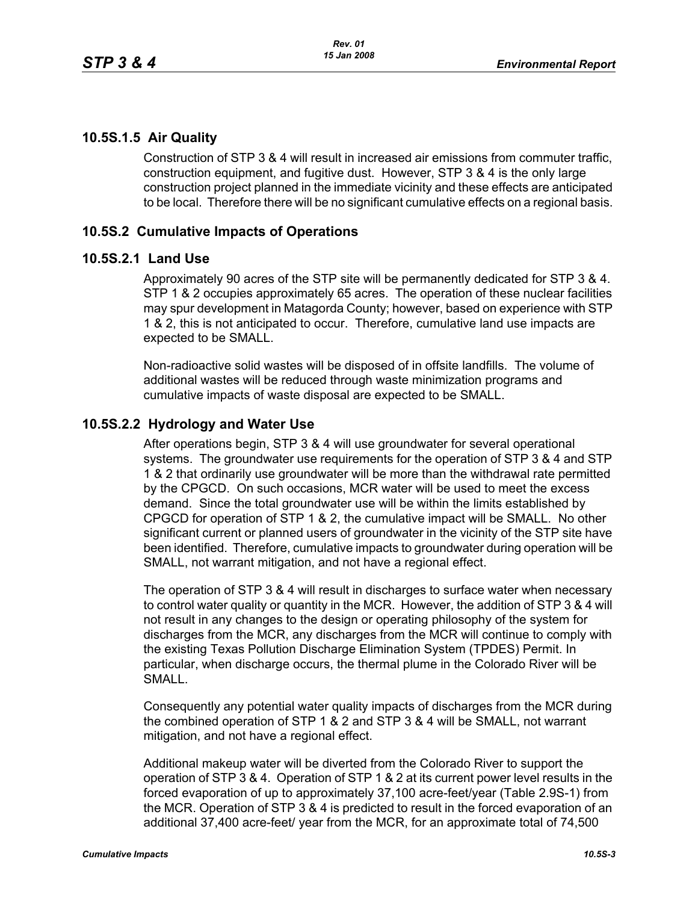### 10.5S.1.5 Air Quality

Construction of STP 3 & 4 will result in increased air emissions from commuter traffic, construction equipment, and fugitive dust. However, STP 3 & 4 is the only large construction project planned in the immediate vicinity and these effects are anticipated to be local. Therefore there will be no significant cumulative effects on a regional basis.

## 10.5S.2 Cumulative Impacts of Operations

### 10.5S.2.1 Land Use

Approximately 90 acres of the STP site will be permanently dedicated for STP 3 & 4. STP 1 & 2 occupies approximately 65 acres. The operation of these nuclear facilities may spur development in Matagorda County; however, based on experience with STP 1 & 2, this is not anticipated to occur. Therefore, cumulative land use impacts are expected to be SMALL.

Non-radioactive solid wastes will be disposed of in offsite landfills. The volume of additional wastes will be reduced through waste minimization programs and cumulative impacts of waste disposal are expected to be SMALL.

### 10.5S.2.2 Hydrology and Water Use

After operations begin, STP 3 & 4 will use groundwater for several operational systems. The groundwater use requirements for the operation of STP 3 & 4 and STP 1 & 2 that ordinarily use groundwater will be more than the withdrawal rate permitted by the CPGCD. On such occasions, MCR water will be used to meet the excess demand. Since the total groundwater use will be within the limits established by CPGCD for operation of STP 1 & 2, the cumulative impact will be SMALL. No other significant current or planned users of groundwater in the vicinity of the STP site have been identified. Therefore, cumulative impacts to groundwater during operation will be SMALL, not warrant mitigation, and not have a regional effect.

The operation of STP 3 & 4 will result in discharges to surface water when necessary to control water quality or quantity in the MCR. However, the addition of STP 3 & 4 will not result in any changes to the design or operating philosophy of the system for discharges from the MCR, any discharges from the MCR will continue to comply with the existing Texas Pollution Discharge Elimination System (TPDES) Permit. In particular, when discharge occurs, the thermal plume in the Colorado River will be SMALL.

Consequently any potential water quality impacts of discharges from the MCR during the combined operation of STP 1 & 2 and STP 3 & 4 will be SMALL, not warrant mitigation, and not have a regional effect.

Additional makeup water will be diverted from the Colorado River to support the operation of STP 3 & 4. Operation of STP 1 & 2 at its current power level results in the forced evaporation of up to approximately 37,100 acre-feet/year (Table 2.9S-1) from the MCR. Operation of STP 3 & 4 is predicted to result in the forced evaporation of an additional 37,400 acre-feet/ year from the MCR, for an approximate total of 74,500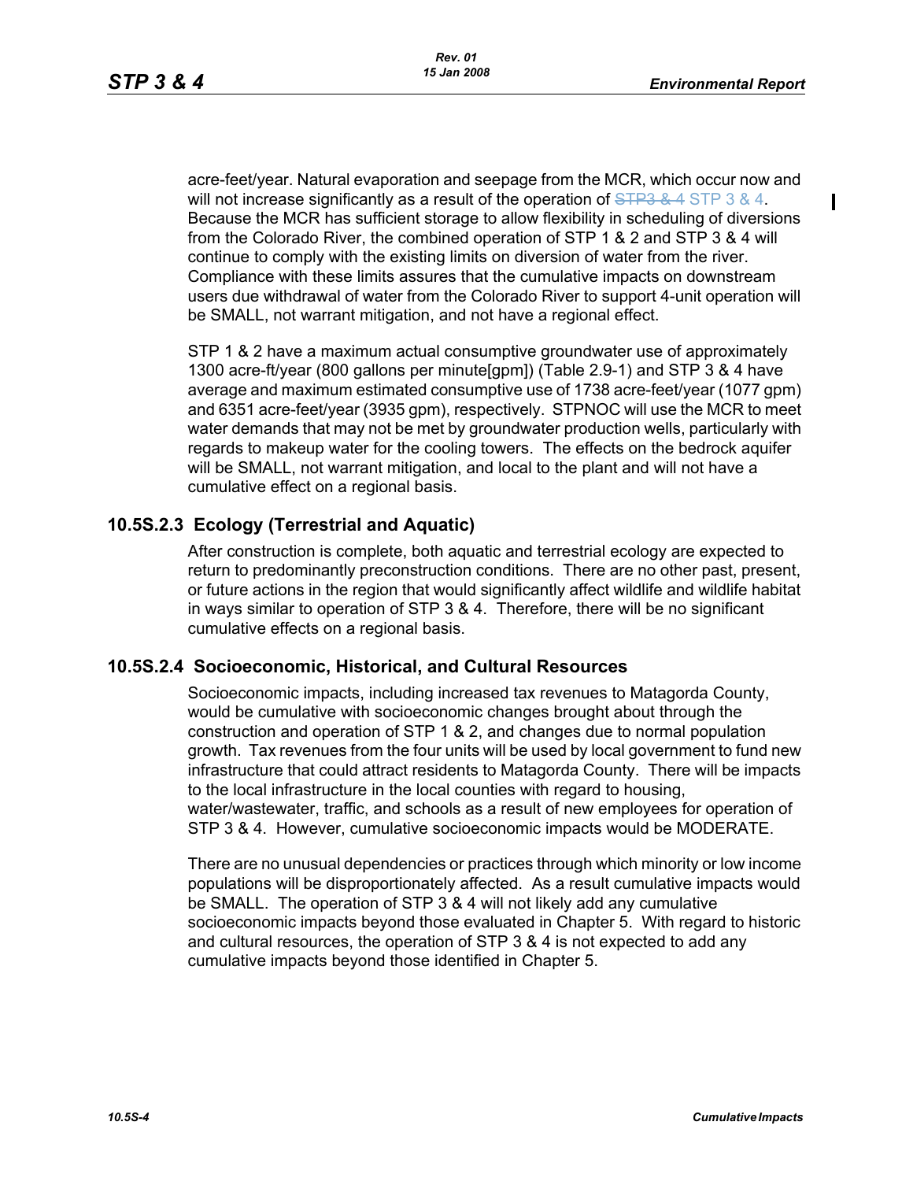acre-feet/year. Natural evaporation and seepage from the MCR, which occur now and will not increase significantly as a result of the operation of ~~STP3 & 4~~ STP 3 & 4. Because the MCR has sufficient storage to allow flexibility in scheduling of diversions from the Colorado River, the combined operation of STP 1 & 2 and STP 3 & 4 will continue to comply with the existing limits on diversion of water from the river. Compliance with these limits assures that the cumulative impacts on downstream users due withdrawal of water from the Colorado River to support 4-unit operation will be SMALL, not warrant mitigation, and not have a regional effect.

STP 1 & 2 have a maximum actual consumptive groundwater use of approximately 1300 acre-ft/year (800 gallons per minute[gpm]) (Table 2.9-1) and STP 3 & 4 have average and maximum estimated consumptive use of 1738 acre-feet/year (1077 gpm) and 6351 acre-feet/year (3935 gpm), respectively. STPNOC will use the MCR to meet water demands that may not be met by groundwater production wells, particularly with regards to makeup water for the cooling towers. The effects on the bedrock aquifer will be SMALL, not warrant mitigation, and local to the plant and will not have a cumulative effect on a regional basis.

### 10.5S.2.3 Ecology (Terrestrial and Aquatic)

After construction is complete, both aquatic and terrestrial ecology are expected to return to predominantly preconstruction conditions. There are no other past, present, or future actions in the region that would significantly affect wildlife and wildlife habitat in ways similar to operation of STP 3 & 4. Therefore, there will be no significant cumulative effects on a regional basis.

### 10.5S.2.4 Socioeconomic, Historical, and Cultural Resources

Socioeconomic impacts, including increased tax revenues to Matagorda County, would be cumulative with socioeconomic changes brought about through the construction and operation of STP 1 & 2, and changes due to normal population growth. Tax revenues from the four units will be used by local government to fund new infrastructure that could attract residents to Matagorda County. There will be impacts to the local infrastructure in the local counties with regard to housing, water/wastewater, traffic, and schools as a result of new employees for operation of STP 3 & 4. However, cumulative socioeconomic impacts would be MODERATE.

There are no unusual dependencies or practices through which minority or low income populations will be disproportionately affected. As a result cumulative impacts would be SMALL. The operation of STP 3 & 4 will not likely add any cumulative socioeconomic impacts beyond those evaluated in Chapter 5. With regard to historic and cultural resources, the operation of STP 3 & 4 is not expected to add any cumulative impacts beyond those identified in Chapter 5.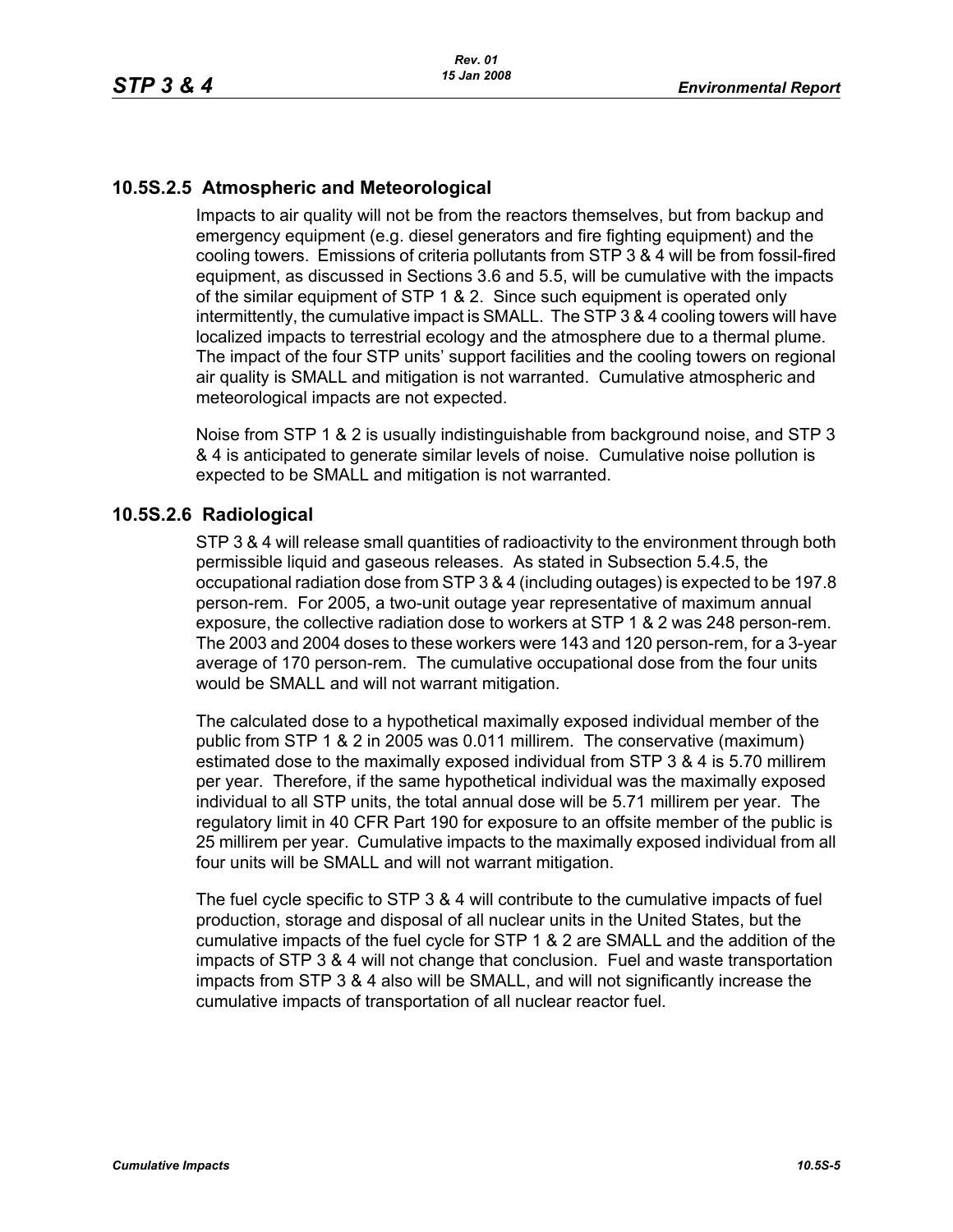## 10.5S.2.5 Atmospheric and Meteorological

Impacts to air quality will not be from the reactors themselves, but from backup and emergency equipment (e.g. diesel generators and fire fighting equipment) and the cooling towers. Emissions of criteria pollutants from STP 3 & 4 will be from fossil-fired equipment, as discussed in Sections 3.6 and 5.5, will be cumulative with the impacts of the similar equipment of STP 1 & 2. Since such equipment is operated only intermittently, the cumulative impact is SMALL. The STP 3 & 4 cooling towers will have localized impacts to terrestrial ecology and the atmosphere due to a thermal plume. The impact of the four STP units' support facilities and the cooling towers on regional air quality is SMALL and mitigation is not warranted. Cumulative atmospheric and meteorological impacts are not expected.

Noise from STP 1 & 2 is usually indistinguishable from background noise, and STP 3 & 4 is anticipated to generate similar levels of noise. Cumulative noise pollution is expected to be SMALL and mitigation is not warranted.

## 10.5S.2.6 Radiological

STP 3 & 4 will release small quantities of radioactivity to the environment through both permissible liquid and gaseous releases. As stated in Subsection 5.4.5, the occupational radiation dose from STP 3 & 4 (including outages) is expected to be 197.8 person-rem. For 2005, a two-unit outage year representative of maximum annual exposure, the collective radiation dose to workers at STP 1 & 2 was 248 person-rem. The 2003 and 2004 doses to these workers were 143 and 120 person-rem, for a 3-year average of 170 person-rem. The cumulative occupational dose from the four units would be SMALL and will not warrant mitigation.

The calculated dose to a hypothetical maximally exposed individual member of the public from STP 1 & 2 in 2005 was 0.011 millirem. The conservative (maximum) estimated dose to the maximally exposed individual from STP 3 & 4 is 5.70 millirem per year. Therefore, if the same hypothetical individual was the maximally exposed individual to all STP units, the total annual dose will be 5.71 millirem per year. The regulatory limit in 40 CFR Part 190 for exposure to an offsite member of the public is 25 millirem per year. Cumulative impacts to the maximally exposed individual from all four units will be SMALL and will not warrant mitigation.

The fuel cycle specific to STP 3 & 4 will contribute to the cumulative impacts of fuel production, storage and disposal of all nuclear units in the United States, but the cumulative impacts of the fuel cycle for STP 1 & 2 are SMALL and the addition of the impacts of STP 3 & 4 will not change that conclusion. Fuel and waste transportation impacts from STP 3 & 4 also will be SMALL, and will not significantly increase the cumulative impacts of transportation of all nuclear reactor fuel.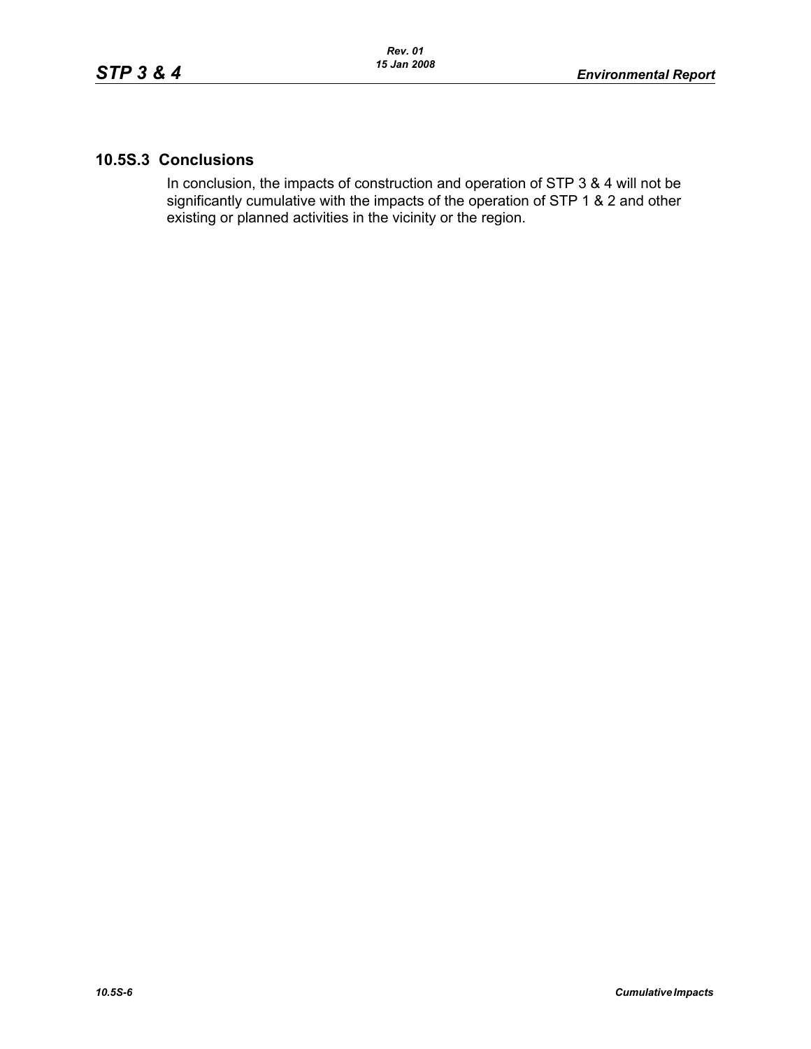## 10.5S.3 Conclusions

In conclusion, the impacts of construction and operation of STP 3 & 4 will not be significantly cumulative with the impacts of the operation of STP 1 & 2 and other existing or planned activities in the vicinity or the region.